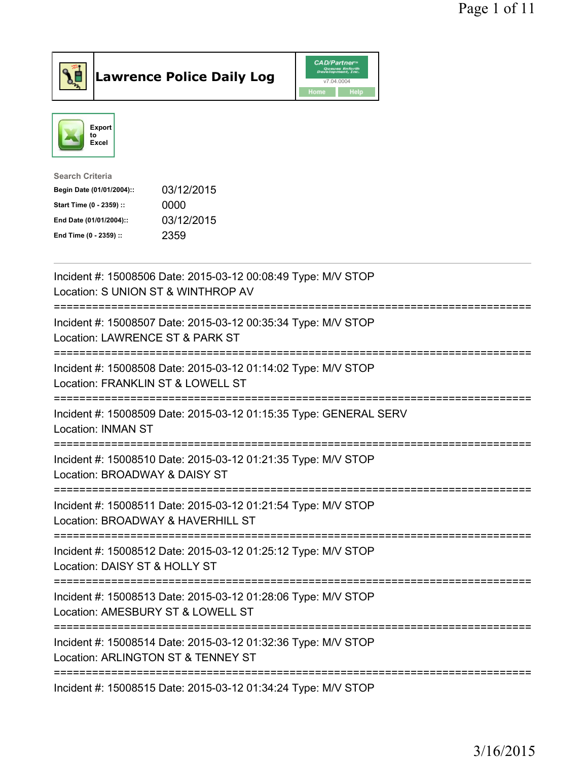# Lawrence Police Daily Log

CAD/Partner v7.04.0004

Home Help

Export to Excel

**Search Criteria**

| | |
|---|---|
| **Begin Date (01/01/2004)::** | 03/12/2015 |
| **Start Time (0 - 2359) ::** | 0000 |
| **End Date (01/01/2004)::** | 03/12/2015 |
| **End Time (0 - 2359) ::** | 2359 |

---

Incident #: 15008506 Date: 2015-03-12 00:08:49 Type: M/V STOP
Location: S UNION ST & WINTHROP AV

===========================================================================

Incident #: 15008507 Date: 2015-03-12 00:35:34 Type: M/V STOP
Location: LAWRENCE ST & PARK ST

===========================================================================

Incident #: 15008508 Date: 2015-03-12 01:14:02 Type: M/V STOP
Location: FRANKLIN ST & LOWELL ST

===========================================================================

Incident #: 15008509 Date: 2015-03-12 01:15:35 Type: GENERAL SERV
Location: INMAN ST

===========================================================================

Incident #: 15008510 Date: 2015-03-12 01:21:35 Type: M/V STOP
Location: BROADWAY & DAISY ST

===========================================================================

Incident #: 15008511 Date: 2015-03-12 01:21:54 Type: M/V STOP
Location: BROADWAY & HAVERHILL ST

===========================================================================

Incident #: 15008512 Date: 2015-03-12 01:25:12 Type: M/V STOP
Location: DAISY ST & HOLLY ST

===========================================================================

Incident #: 15008513 Date: 2015-03-12 01:28:06 Type: M/V STOP
Location: AMESBURY ST & LOWELL ST

===========================================================================

Incident #: 15008514 Date: 2015-03-12 01:32:36 Type: M/V STOP
Location: ARLINGTON ST & TENNEY ST

===========================================================================

Incident #: 15008515 Date: 2015-03-12 01:34:24 Type: M/V STOP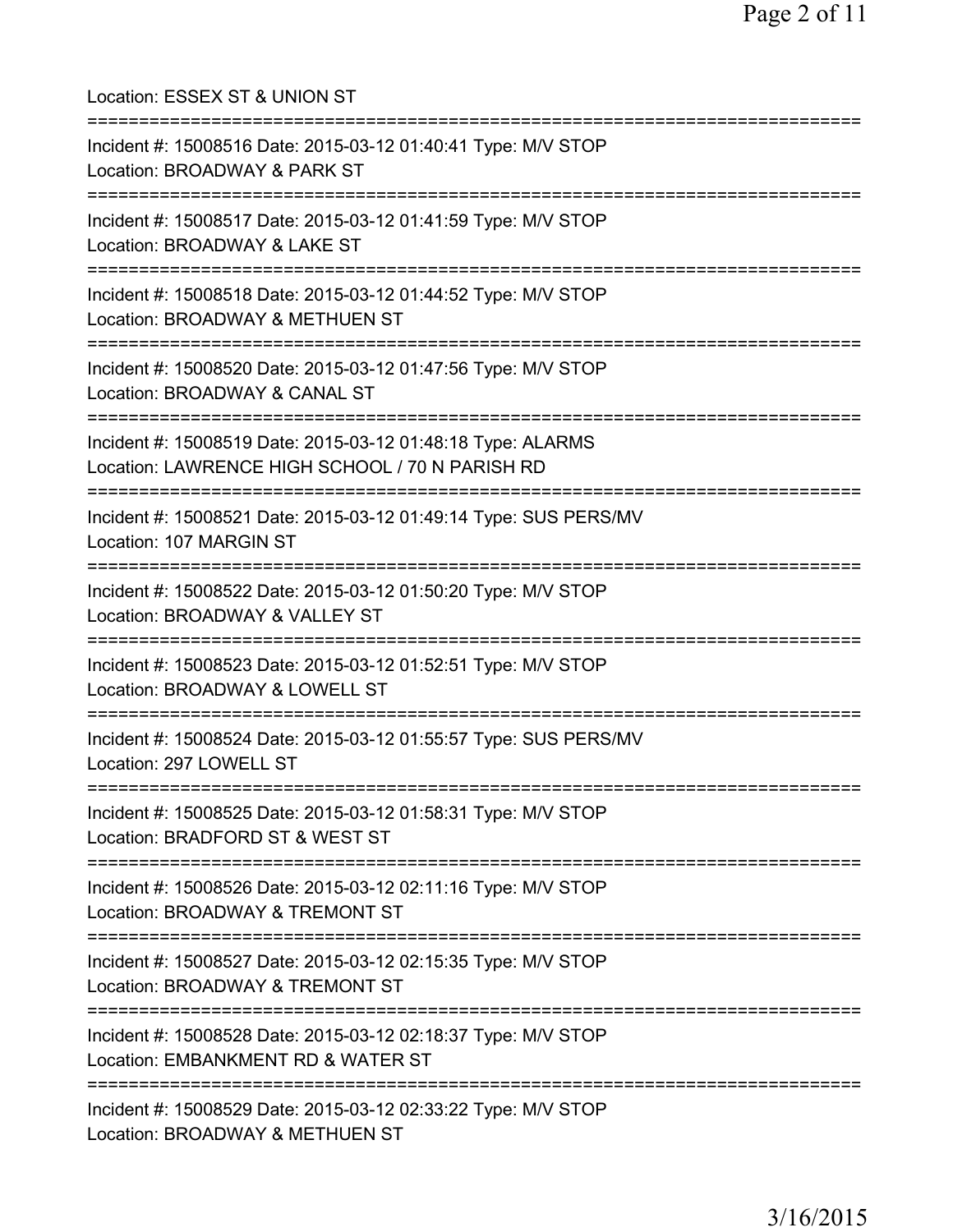Location: ESSEX ST & UNION ST

===========================================================================

Incident #: 15008516 Date: 2015-03-12 01:40:41 Type: M/V STOP
Location: BROADWAY & PARK ST

===========================================================================

Incident #: 15008517 Date: 2015-03-12 01:41:59 Type: M/V STOP
Location: BROADWAY & LAKE ST

===========================================================================

Incident #: 15008518 Date: 2015-03-12 01:44:52 Type: M/V STOP
Location: BROADWAY & METHUEN ST

===========================================================================

Incident #: 15008520 Date: 2015-03-12 01:47:56 Type: M/V STOP
Location: BROADWAY & CANAL ST

===========================================================================

Incident #: 15008519 Date: 2015-03-12 01:48:18 Type: ALARMS
Location: LAWRENCE HIGH SCHOOL / 70 N PARISH RD

===========================================================================

Incident #: 15008521 Date: 2015-03-12 01:49:14 Type: SUS PERS/MV
Location: 107 MARGIN ST

===========================================================================

Incident #: 15008522 Date: 2015-03-12 01:50:20 Type: M/V STOP
Location: BROADWAY & VALLEY ST

===========================================================================

Incident #: 15008523 Date: 2015-03-12 01:52:51 Type: M/V STOP
Location: BROADWAY & LOWELL ST

===========================================================================

Incident #: 15008524 Date: 2015-03-12 01:55:57 Type: SUS PERS/MV
Location: 297 LOWELL ST

===========================================================================

Incident #: 15008525 Date: 2015-03-12 01:58:31 Type: M/V STOP
Location: BRADFORD ST & WEST ST

===========================================================================

Incident #: 15008526 Date: 2015-03-12 02:11:16 Type: M/V STOP
Location: BROADWAY & TREMONT ST

===========================================================================

Incident #: 15008527 Date: 2015-03-12 02:15:35 Type: M/V STOP
Location: BROADWAY & TREMONT ST

===========================================================================

Incident #: 15008528 Date: 2015-03-12 02:18:37 Type: M/V STOP
Location: EMBANKMENT RD & WATER ST

===========================================================================

Incident #: 15008529 Date: 2015-03-12 02:33:22 Type: M/V STOP
Location: BROADWAY & METHUEN ST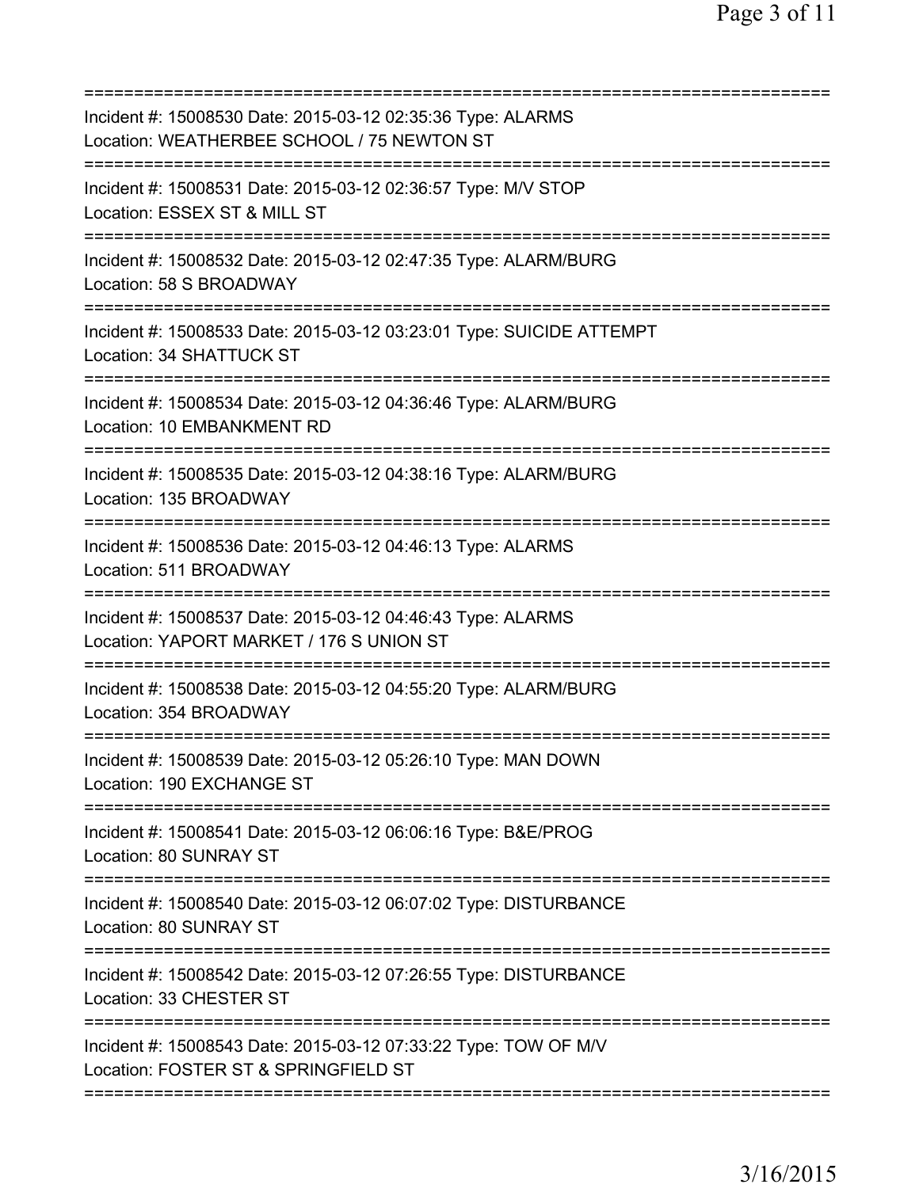===========================================================================
Incident #: 15008530 Date: 2015-03-12 02:35:36 Type: ALARMS
Location: WEATHERBEE SCHOOL / 75 NEWTON ST
===========================================================================
Incident #: 15008531 Date: 2015-03-12 02:36:57 Type: M/V STOP
Location: ESSEX ST & MILL ST
===========================================================================
Incident #: 15008532 Date: 2015-03-12 02:47:35 Type: ALARM/BURG
Location: 58 S BROADWAY
===========================================================================
Incident #: 15008533 Date: 2015-03-12 03:23:01 Type: SUICIDE ATTEMPT
Location: 34 SHATTUCK ST
===========================================================================
Incident #: 15008534 Date: 2015-03-12 04:36:46 Type: ALARM/BURG
Location: 10 EMBANKMENT RD
===========================================================================
Incident #: 15008535 Date: 2015-03-12 04:38:16 Type: ALARM/BURG
Location: 135 BROADWAY
===========================================================================
Incident #: 15008536 Date: 2015-03-12 04:46:13 Type: ALARMS
Location: 511 BROADWAY
===========================================================================
Incident #: 15008537 Date: 2015-03-12 04:46:43 Type: ALARMS
Location: YAPORT MARKET / 176 S UNION ST
===========================================================================
Incident #: 15008538 Date: 2015-03-12 04:55:20 Type: ALARM/BURG
Location: 354 BROADWAY
===========================================================================
Incident #: 15008539 Date: 2015-03-12 05:26:10 Type: MAN DOWN
Location: 190 EXCHANGE ST
===========================================================================
Incident #: 15008541 Date: 2015-03-12 06:06:16 Type: B&E/PROG
Location: 80 SUNRAY ST
===========================================================================
Incident #: 15008540 Date: 2015-03-12 06:07:02 Type: DISTURBANCE
Location: 80 SUNRAY ST
===========================================================================
Incident #: 15008542 Date: 2015-03-12 07:26:55 Type: DISTURBANCE
Location: 33 CHESTER ST
===========================================================================
Incident #: 15008543 Date: 2015-03-12 07:33:22 Type: TOW OF M/V
Location: FOSTER ST & SPRINGFIELD ST
===========================================================================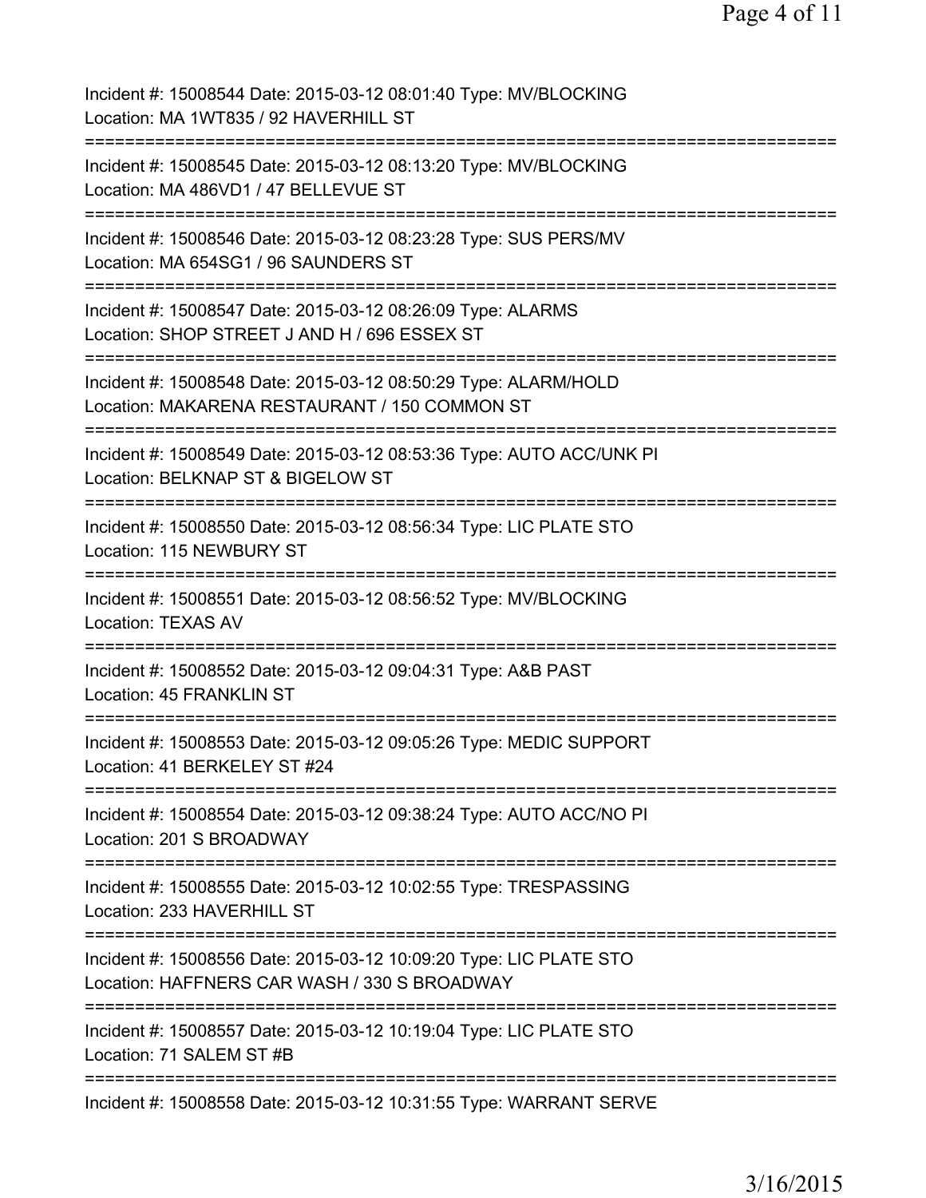Incident #: 15008544 Date: 2015-03-12 08:01:40 Type: MV/BLOCKING
Location: MA 1WT835 / 92 HAVERHILL ST

===========================================================================

Incident #: 15008545 Date: 2015-03-12 08:13:20 Type: MV/BLOCKING
Location: MA 486VD1 / 47 BELLEVUE ST

===========================================================================

Incident #: 15008546 Date: 2015-03-12 08:23:28 Type: SUS PERS/MV
Location: MA 654SG1 / 96 SAUNDERS ST

===========================================================================

Incident #: 15008547 Date: 2015-03-12 08:26:09 Type: ALARMS
Location: SHOP STREET J AND H / 696 ESSEX ST

===========================================================================

Incident #: 15008548 Date: 2015-03-12 08:50:29 Type: ALARM/HOLD
Location: MAKARENA RESTAURANT / 150 COMMON ST

===========================================================================

Incident #: 15008549 Date: 2015-03-12 08:53:36 Type: AUTO ACC/UNK PI
Location: BELKNAP ST & BIGELOW ST

===========================================================================

Incident #: 15008550 Date: 2015-03-12 08:56:34 Type: LIC PLATE STO
Location: 115 NEWBURY ST

===========================================================================

Incident #: 15008551 Date: 2015-03-12 08:56:52 Type: MV/BLOCKING
Location: TEXAS AV

===========================================================================

Incident #: 15008552 Date: 2015-03-12 09:04:31 Type: A&B PAST
Location: 45 FRANKLIN ST

===========================================================================

Incident #: 15008553 Date: 2015-03-12 09:05:26 Type: MEDIC SUPPORT
Location: 41 BERKELEY ST #24

===========================================================================

Incident #: 15008554 Date: 2015-03-12 09:38:24 Type: AUTO ACC/NO PI
Location: 201 S BROADWAY

===========================================================================

Incident #: 15008555 Date: 2015-03-12 10:02:55 Type: TRESPASSING
Location: 233 HAVERHILL ST

===========================================================================

Incident #: 15008556 Date: 2015-03-12 10:09:20 Type: LIC PLATE STO
Location: HAFFNERS CAR WASH / 330 S BROADWAY

===========================================================================

Incident #: 15008557 Date: 2015-03-12 10:19:04 Type: LIC PLATE STO
Location: 71 SALEM ST #B

===========================================================================

Incident #: 15008558 Date: 2015-03-12 10:31:55 Type: WARRANT SERVE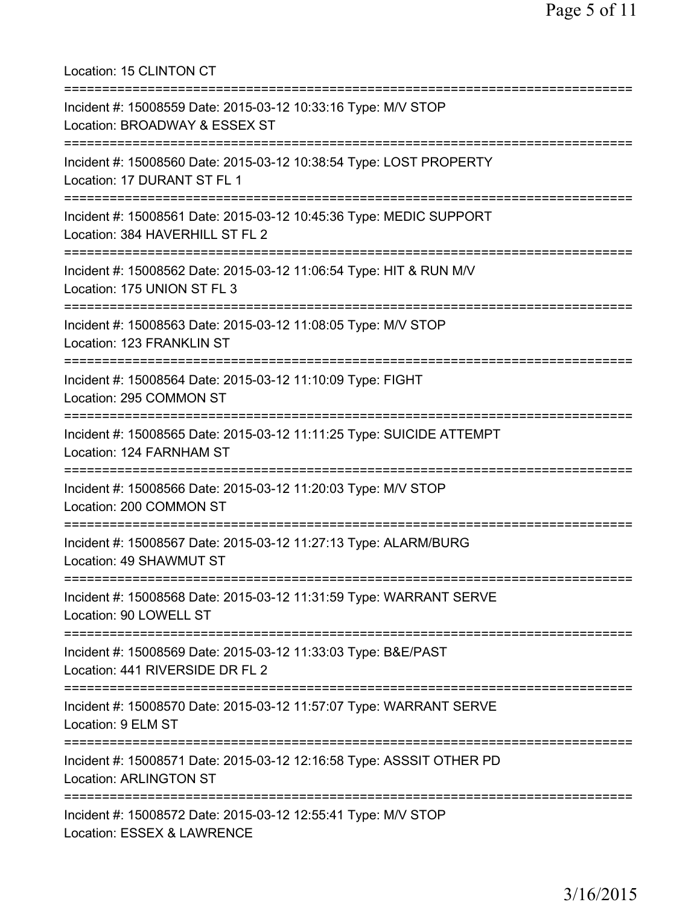Location: 15 CLINTON CT

===========================================================================

Incident #: 15008559 Date: 2015-03-12 10:33:16 Type: M/V STOP
Location: BROADWAY & ESSEX ST

===========================================================================

Incident #: 15008560 Date: 2015-03-12 10:38:54 Type: LOST PROPERTY
Location: 17 DURANT ST FL 1

===========================================================================

Incident #: 15008561 Date: 2015-03-12 10:45:36 Type: MEDIC SUPPORT
Location: 384 HAVERHILL ST FL 2

===========================================================================

Incident #: 15008562 Date: 2015-03-12 11:06:54 Type: HIT & RUN M/V
Location: 175 UNION ST FL 3

===========================================================================

Incident #: 15008563 Date: 2015-03-12 11:08:05 Type: M/V STOP
Location: 123 FRANKLIN ST

===========================================================================

Incident #: 15008564 Date: 2015-03-12 11:10:09 Type: FIGHT
Location: 295 COMMON ST

===========================================================================

Incident #: 15008565 Date: 2015-03-12 11:11:25 Type: SUICIDE ATTEMPT
Location: 124 FARNHAM ST

===========================================================================

Incident #: 15008566 Date: 2015-03-12 11:20:03 Type: M/V STOP
Location: 200 COMMON ST

===========================================================================

Incident #: 15008567 Date: 2015-03-12 11:27:13 Type: ALARM/BURG
Location: 49 SHAWMUT ST

===========================================================================

Incident #: 15008568 Date: 2015-03-12 11:31:59 Type: WARRANT SERVE
Location: 90 LOWELL ST

===========================================================================

Incident #: 15008569 Date: 2015-03-12 11:33:03 Type: B&E/PAST
Location: 441 RIVERSIDE DR FL 2

===========================================================================

Incident #: 15008570 Date: 2015-03-12 11:57:07 Type: WARRANT SERVE
Location: 9 ELM ST

===========================================================================

Incident #: 15008571 Date: 2015-03-12 12:16:58 Type: ASSSIT OTHER PD
Location: ARLINGTON ST

===========================================================================

Incident #: 15008572 Date: 2015-03-12 12:55:41 Type: M/V STOP
Location: ESSEX & LAWRENCE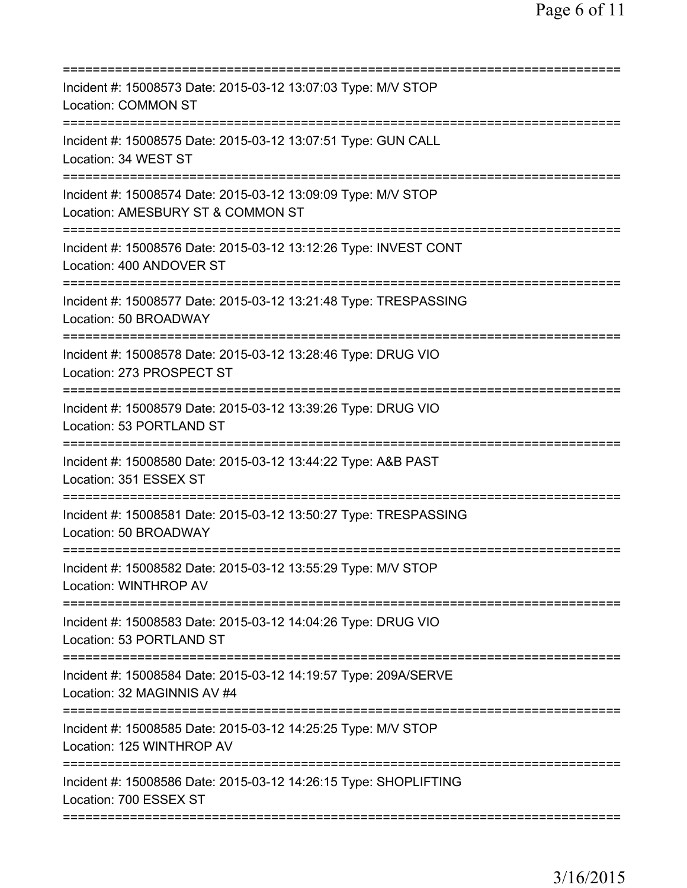===========================================================================
Incident #: 15008573 Date: 2015-03-12 13:07:03 Type: M/V STOP
Location: COMMON ST
===========================================================================
Incident #: 15008575 Date: 2015-03-12 13:07:51 Type: GUN CALL
Location: 34 WEST ST
===========================================================================
Incident #: 15008574 Date: 2015-03-12 13:09:09 Type: M/V STOP
Location: AMESBURY ST & COMMON ST
===========================================================================
Incident #: 15008576 Date: 2015-03-12 13:12:26 Type: INVEST CONT
Location: 400 ANDOVER ST
===========================================================================
Incident #: 15008577 Date: 2015-03-12 13:21:48 Type: TRESPASSING
Location: 50 BROADWAY
===========================================================================
Incident #: 15008578 Date: 2015-03-12 13:28:46 Type: DRUG VIO
Location: 273 PROSPECT ST
===========================================================================
Incident #: 15008579 Date: 2015-03-12 13:39:26 Type: DRUG VIO
Location: 53 PORTLAND ST
===========================================================================
Incident #: 15008580 Date: 2015-03-12 13:44:22 Type: A&B PAST
Location: 351 ESSEX ST
===========================================================================
Incident #: 15008581 Date: 2015-03-12 13:50:27 Type: TRESPASSING
Location: 50 BROADWAY
===========================================================================
Incident #: 15008582 Date: 2015-03-12 13:55:29 Type: M/V STOP
Location: WINTHROP AV
===========================================================================
Incident #: 15008583 Date: 2015-03-12 14:04:26 Type: DRUG VIO
Location: 53 PORTLAND ST
===========================================================================
Incident #: 15008584 Date: 2015-03-12 14:19:57 Type: 209A/SERVE
Location: 32 MAGINNIS AV #4
===========================================================================
Incident #: 15008585 Date: 2015-03-12 14:25:25 Type: M/V STOP
Location: 125 WINTHROP AV
===========================================================================
Incident #: 15008586 Date: 2015-03-12 14:26:15 Type: SHOPLIFTING
Location: 700 ESSEX ST
===========================================================================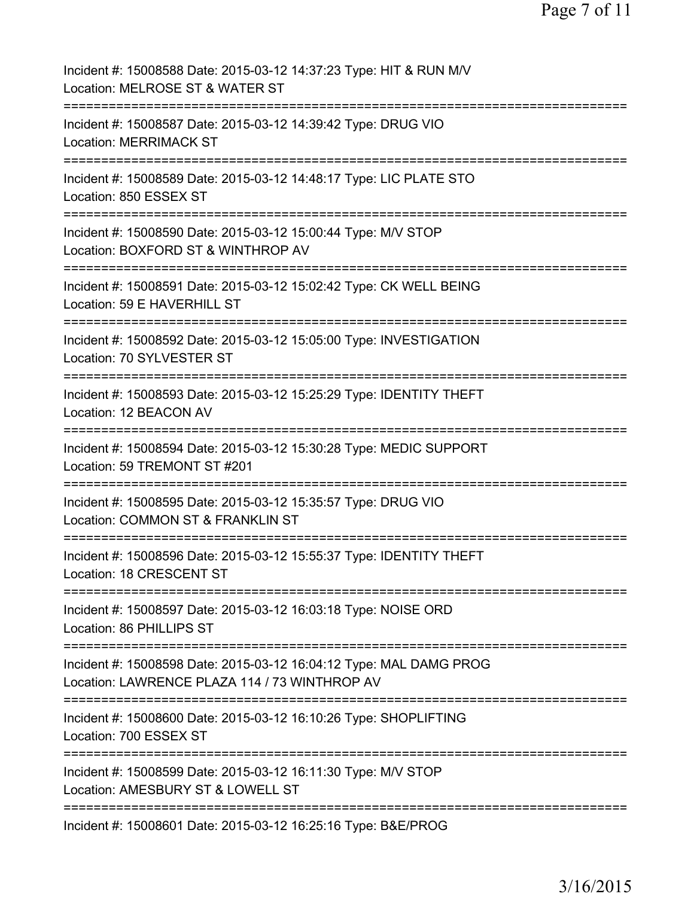Incident #: 15008588 Date: 2015-03-12 14:37:23 Type: HIT & RUN M/V
Location: MELROSE ST & WATER ST

===========================================================================

Incident #: 15008587 Date: 2015-03-12 14:39:42 Type: DRUG VIO
Location: MERRIMACK ST

===========================================================================

Incident #: 15008589 Date: 2015-03-12 14:48:17 Type: LIC PLATE STO
Location: 850 ESSEX ST

===========================================================================

Incident #: 15008590 Date: 2015-03-12 15:00:44 Type: M/V STOP
Location: BOXFORD ST & WINTHROP AV

===========================================================================

Incident #: 15008591 Date: 2015-03-12 15:02:42 Type: CK WELL BEING
Location: 59 E HAVERHILL ST

===========================================================================

Incident #: 15008592 Date: 2015-03-12 15:05:00 Type: INVESTIGATION
Location: 70 SYLVESTER ST

===========================================================================

Incident #: 15008593 Date: 2015-03-12 15:25:29 Type: IDENTITY THEFT
Location: 12 BEACON AV

===========================================================================

Incident #: 15008594 Date: 2015-03-12 15:30:28 Type: MEDIC SUPPORT
Location: 59 TREMONT ST #201

===========================================================================

Incident #: 15008595 Date: 2015-03-12 15:35:57 Type: DRUG VIO
Location: COMMON ST & FRANKLIN ST

===========================================================================

Incident #: 15008596 Date: 2015-03-12 15:55:37 Type: IDENTITY THEFT
Location: 18 CRESCENT ST

===========================================================================

Incident #: 15008597 Date: 2015-03-12 16:03:18 Type: NOISE ORD
Location: 86 PHILLIPS ST

===========================================================================

Incident #: 15008598 Date: 2015-03-12 16:04:12 Type: MAL DAMG PROG
Location: LAWRENCE PLAZA 114 / 73 WINTHROP AV

===========================================================================

Incident #: 15008600 Date: 2015-03-12 16:10:26 Type: SHOPLIFTING
Location: 700 ESSEX ST

===========================================================================

Incident #: 15008599 Date: 2015-03-12 16:11:30 Type: M/V STOP
Location: AMESBURY ST & LOWELL ST

===========================================================================

Incident #: 15008601 Date: 2015-03-12 16:25:16 Type: B&E/PROG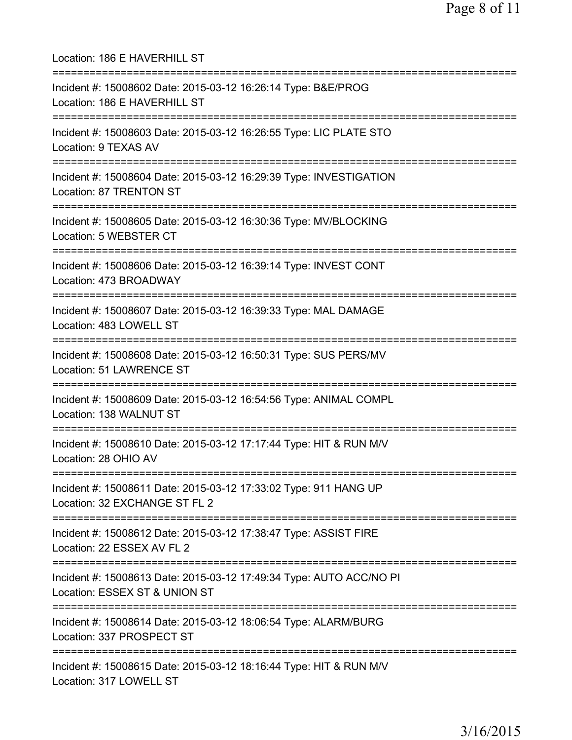Location: 186 E HAVERHILL ST

===========================================================================

Incident #: 15008602 Date: 2015-03-12 16:26:14 Type: B&E/PROG
Location: 186 E HAVERHILL ST

===========================================================================

Incident #: 15008603 Date: 2015-03-12 16:26:55 Type: LIC PLATE STO
Location: 9 TEXAS AV

===========================================================================

Incident #: 15008604 Date: 2015-03-12 16:29:39 Type: INVESTIGATION
Location: 87 TRENTON ST

===========================================================================

Incident #: 15008605 Date: 2015-03-12 16:30:36 Type: MV/BLOCKING
Location: 5 WEBSTER CT

===========================================================================

Incident #: 15008606 Date: 2015-03-12 16:39:14 Type: INVEST CONT
Location: 473 BROADWAY

===========================================================================

Incident #: 15008607 Date: 2015-03-12 16:39:33 Type: MAL DAMAGE
Location: 483 LOWELL ST

===========================================================================

Incident #: 15008608 Date: 2015-03-12 16:50:31 Type: SUS PERS/MV
Location: 51 LAWRENCE ST

===========================================================================

Incident #: 15008609 Date: 2015-03-12 16:54:56 Type: ANIMAL COMPL
Location: 138 WALNUT ST

===========================================================================

Incident #: 15008610 Date: 2015-03-12 17:17:44 Type: HIT & RUN M/V
Location: 28 OHIO AV

===========================================================================

Incident #: 15008611 Date: 2015-03-12 17:33:02 Type: 911 HANG UP
Location: 32 EXCHANGE ST FL 2

===========================================================================

Incident #: 15008612 Date: 2015-03-12 17:38:47 Type: ASSIST FIRE
Location: 22 ESSEX AV FL 2

===========================================================================

Incident #: 15008613 Date: 2015-03-12 17:49:34 Type: AUTO ACC/NO PI
Location: ESSEX ST & UNION ST

===========================================================================

Incident #: 15008614 Date: 2015-03-12 18:06:54 Type: ALARM/BURG
Location: 337 PROSPECT ST

===========================================================================

Incident #: 15008615 Date: 2015-03-12 18:16:44 Type: HIT & RUN M/V
Location: 317 LOWELL ST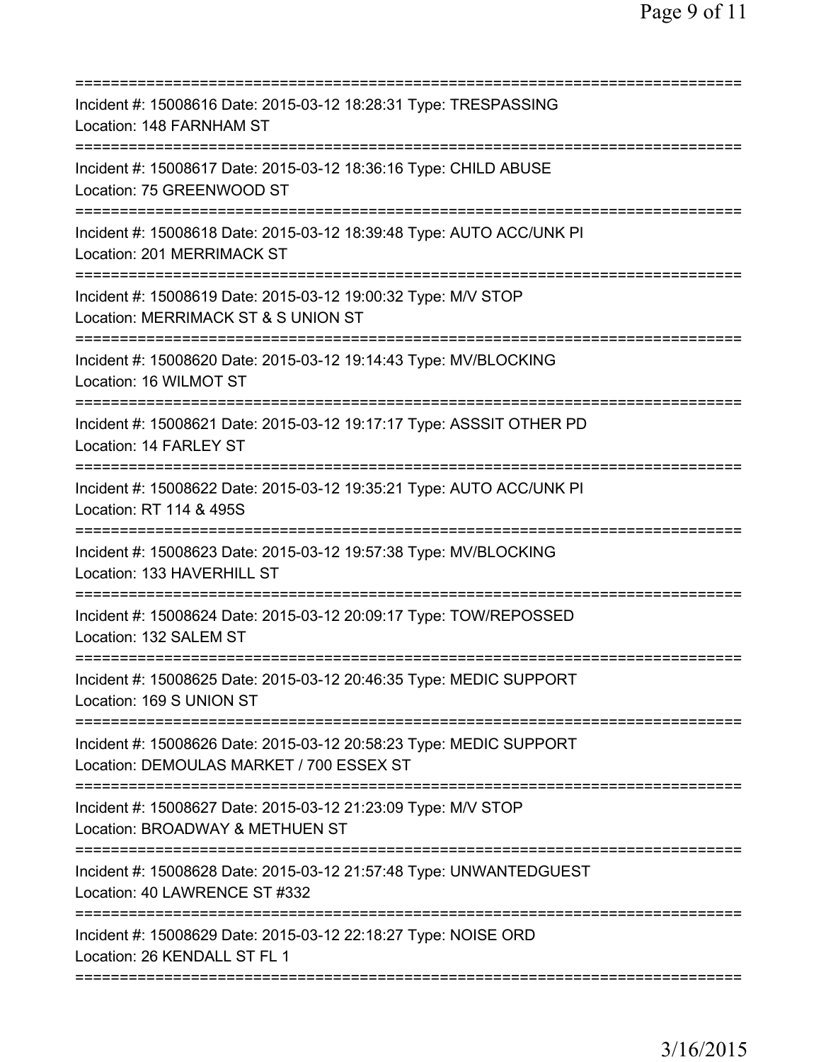===========================================================================
Incident #: 15008616 Date: 2015-03-12 18:28:31 Type: TRESPASSING
Location: 148 FARNHAM ST
===========================================================================
Incident #: 15008617 Date: 2015-03-12 18:36:16 Type: CHILD ABUSE
Location: 75 GREENWOOD ST
===========================================================================
Incident #: 15008618 Date: 2015-03-12 18:39:48 Type: AUTO ACC/UNK PI
Location: 201 MERRIMACK ST
===========================================================================
Incident #: 15008619 Date: 2015-03-12 19:00:32 Type: M/V STOP
Location: MERRIMACK ST & S UNION ST
===========================================================================
Incident #: 15008620 Date: 2015-03-12 19:14:43 Type: MV/BLOCKING
Location: 16 WILMOT ST
===========================================================================
Incident #: 15008621 Date: 2015-03-12 19:17:17 Type: ASSSIT OTHER PD
Location: 14 FARLEY ST
===========================================================================
Incident #: 15008622 Date: 2015-03-12 19:35:21 Type: AUTO ACC/UNK PI
Location: RT 114 & 495S
===========================================================================
Incident #: 15008623 Date: 2015-03-12 19:57:38 Type: MV/BLOCKING
Location: 133 HAVERHILL ST
===========================================================================
Incident #: 15008624 Date: 2015-03-12 20:09:17 Type: TOW/REPOSSED
Location: 132 SALEM ST
===========================================================================
Incident #: 15008625 Date: 2015-03-12 20:46:35 Type: MEDIC SUPPORT
Location: 169 S UNION ST
===========================================================================
Incident #: 15008626 Date: 2015-03-12 20:58:23 Type: MEDIC SUPPORT
Location: DEMOULAS MARKET / 700 ESSEX ST
===========================================================================
Incident #: 15008627 Date: 2015-03-12 21:23:09 Type: M/V STOP
Location: BROADWAY & METHUEN ST
===========================================================================
Incident #: 15008628 Date: 2015-03-12 21:57:48 Type: UNWANTEDGUEST
Location: 40 LAWRENCE ST #332
===========================================================================
Incident #: 15008629 Date: 2015-03-12 22:18:27 Type: NOISE ORD
Location: 26 KENDALL ST FL 1
===========================================================================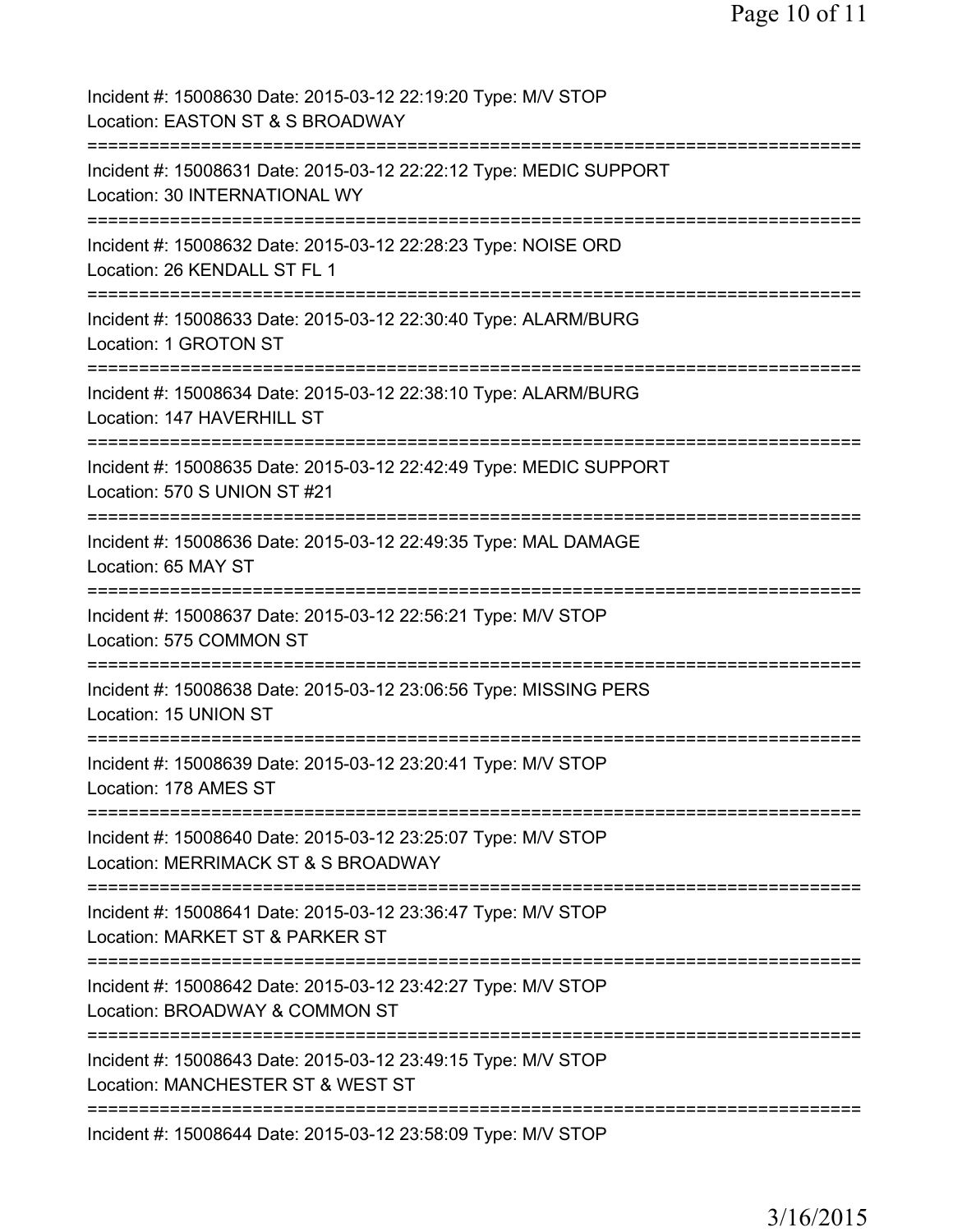Incident #: 15008630 Date: 2015-03-12 22:19:20 Type: M/V STOP
Location: EASTON ST & S BROADWAY
===========================================================================
Incident #: 15008631 Date: 2015-03-12 22:22:12 Type: MEDIC SUPPORT
Location: 30 INTERNATIONAL WY
===========================================================================
Incident #: 15008632 Date: 2015-03-12 22:28:23 Type: NOISE ORD
Location: 26 KENDALL ST FL 1
===========================================================================
Incident #: 15008633 Date: 2015-03-12 22:30:40 Type: ALARM/BURG
Location: 1 GROTON ST
===========================================================================
Incident #: 15008634 Date: 2015-03-12 22:38:10 Type: ALARM/BURG
Location: 147 HAVERHILL ST
===========================================================================
Incident #: 15008635 Date: 2015-03-12 22:42:49 Type: MEDIC SUPPORT
Location: 570 S UNION ST #21
===========================================================================
Incident #: 15008636 Date: 2015-03-12 22:49:35 Type: MAL DAMAGE
Location: 65 MAY ST
===========================================================================
Incident #: 15008637 Date: 2015-03-12 22:56:21 Type: M/V STOP
Location: 575 COMMON ST
===========================================================================
Incident #: 15008638 Date: 2015-03-12 23:06:56 Type: MISSING PERS
Location: 15 UNION ST
===========================================================================
Incident #: 15008639 Date: 2015-03-12 23:20:41 Type: M/V STOP
Location: 178 AMES ST
===========================================================================
Incident #: 15008640 Date: 2015-03-12 23:25:07 Type: M/V STOP
Location: MERRIMACK ST & S BROADWAY
===========================================================================
Incident #: 15008641 Date: 2015-03-12 23:36:47 Type: M/V STOP
Location: MARKET ST & PARKER ST
===========================================================================
Incident #: 15008642 Date: 2015-03-12 23:42:27 Type: M/V STOP
Location: BROADWAY & COMMON ST
===========================================================================
Incident #: 15008643 Date: 2015-03-12 23:49:15 Type: M/V STOP
Location: MANCHESTER ST & WEST ST
===========================================================================
Incident #: 15008644 Date: 2015-03-12 23:58:09 Type: M/V STOP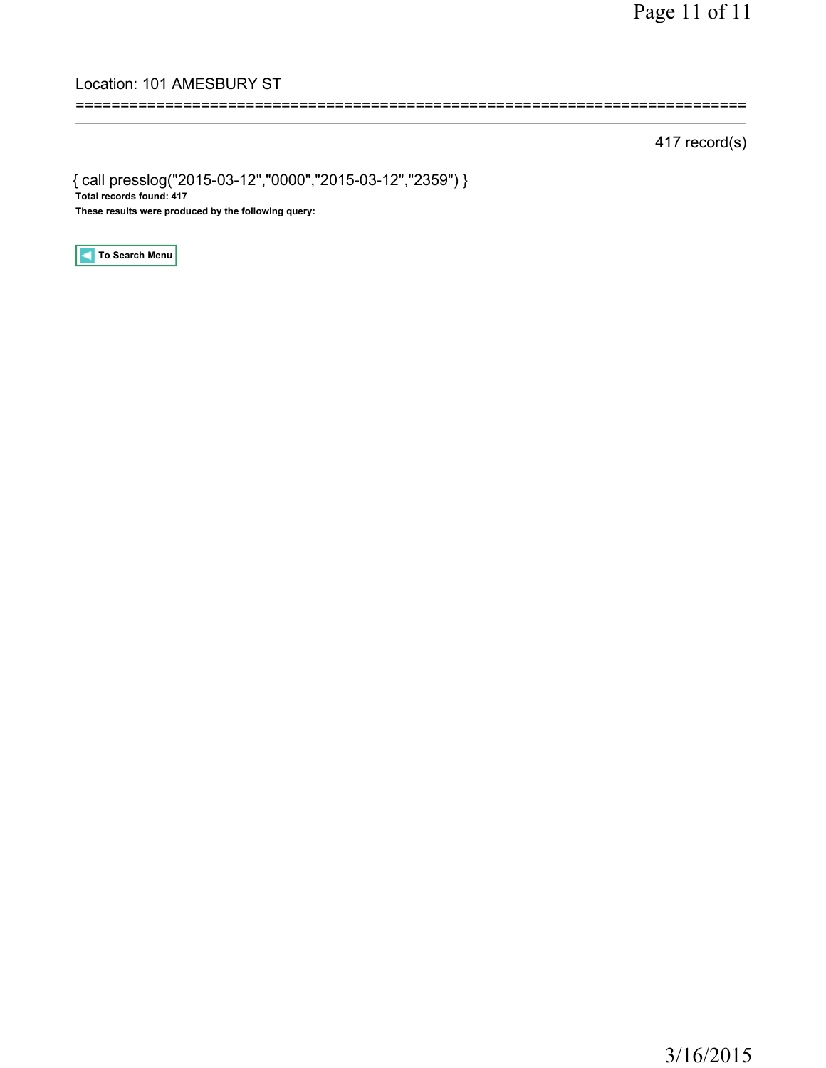Location: 101 AMESBURY ST

===========================================================================

417 record(s)

{ call presslog("2015-03-12","0000","2015-03-12","2359") }

**Total records found: 417**

**These results were produced by the following query:**

**To Search Menu**